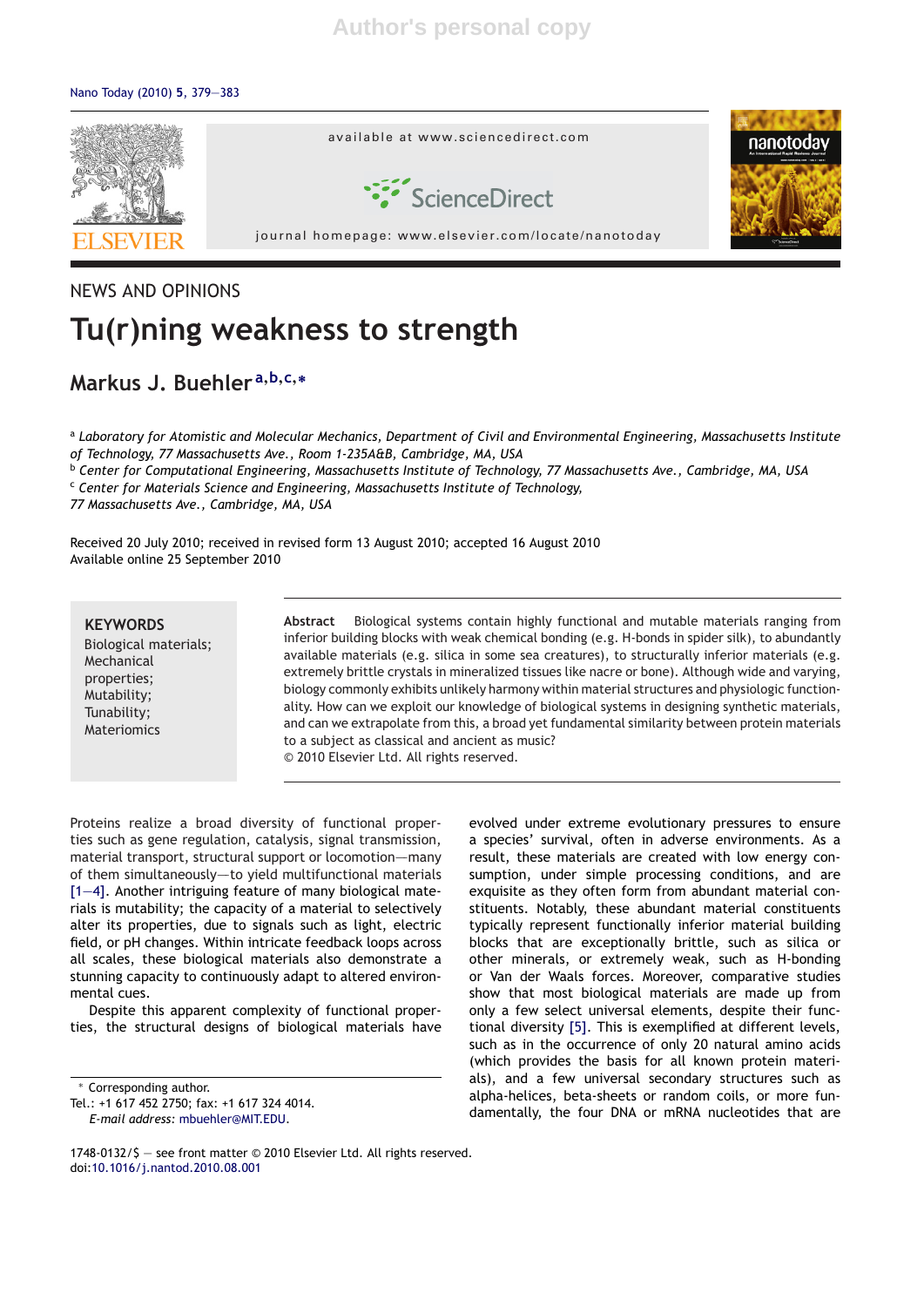NEWS AND OPINIONS

# Tu(r)ning weakness to strength

## Markus J. Buehler [a,b,c,*]

[a] *Laboratory for Atomistic and Molecular Mechanics, Department of Civil and Environmental Engineering, Massachusetts Institute of Technology, 77 Massachusetts Ave., Room 1-235A&B, Cambridge, MA, USA*
[b] *Center for Computational Engineering, Massachusetts Institute of Technology, 77 Massachusetts Ave., Cambridge, MA, USA*
[c] *Center for Materials Science and Engineering, Massachusetts Institute of Technology, 77 Massachusetts Ave., Cambridge, MA, USA*

Received 20 July 2010; received in revised form 13 August 2010; accepted 16 August 2010
Available online 25 September 2010

**KEYWORDS**
Biological materials;
Mechanical properties;
Mutability;
Tunability;
Materiomics

**Abstract** Biological systems contain highly functional and mutable materials ranging from inferior building blocks with weak chemical bonding (e.g. H-bonds in spider silk), to abundantly available materials (e.g. silica in some sea creatures), to structurally inferior materials (e.g. extremely brittle crystals in mineralized tissues like nacre or bone). Although wide and varying, biology commonly exhibits unlikely harmony within material structures and physiologic functionality. How can we exploit our knowledge of biological systems in designing synthetic materials, and can we extrapolate from this, a broad yet fundamental similarity between protein materials to a subject as classical and ancient as music?
© 2010 Elsevier Ltd. All rights reserved.

Proteins realize a broad diversity of functional properties such as gene regulation, catalysis, signal transmission, material transport, structural support or locomotion—many of them simultaneously—to yield multifunctional materials [1–4]. Another intriguing feature of many biological materials is mutability; the capacity of a material to selectively alter its properties, due to signals such as light, electric field, or pH changes. Within intricate feedback loops across all scales, these biological materials also demonstrate a stunning capacity to continuously adapt to altered environmental cues.

Despite this apparent complexity of functional properties, the structural designs of biological materials have evolved under extreme evolutionary pressures to ensure a species' survival, often in adverse environments. As a result, these materials are created with low energy consumption, under simple processing conditions, and are exquisite as they often form from abundant material constituents. Notably, these abundant material constituents typically represent functionally inferior material building blocks that are exceptionally brittle, such as silica or other minerals, or extremely weak, such as H-bonding or Van der Waals forces. Moreover, comparative studies show that most biological materials are made up from only a few select universal elements, despite their functional diversity [5]. This is exemplified at different levels, such as in the occurrence of only 20 natural amino acids (which provides the basis for all known protein materials), and a few universal secondary structures such as alpha-helices, beta-sheets or random coils, or more fundamentally, the four DNA or mRNA nucleotides that are

\* Corresponding author.
Tel.: +1 617 452 2750; fax: +1 617 324 4014.
*E-mail address:* mbuehler@MIT.EDU.

1748-0132/$ — see front matter © 2010 Elsevier Ltd. All rights reserved.
doi:10.1016/j.nantod.2010.08.001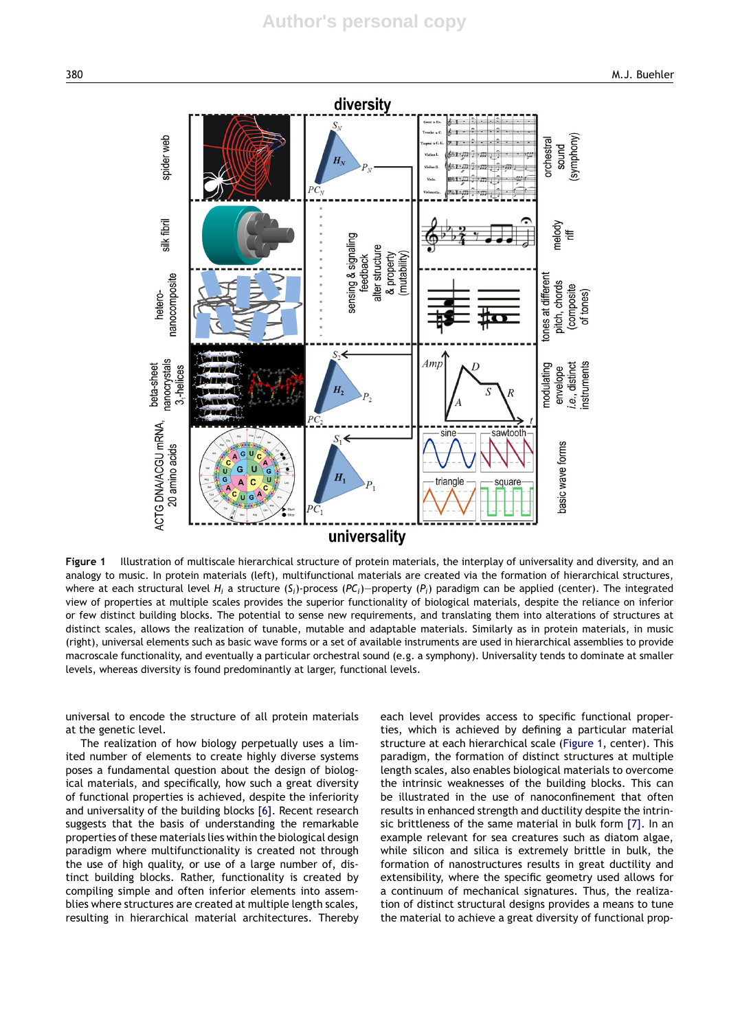**Figure 1** Illustration of multiscale hierarchical structure of protein materials, the interplay of universality and diversity, and an analogy to music. In protein materials (left), multifunctional materials are created via the formation of hierarchical structures, where at each structural level $H_i$ a structure ($S_i$)-process ($PC_i$)—property ($P_i$) paradigm can be applied (center). The integrated view of properties at multiple scales provides the superior functionality of biological materials, despite the reliance on inferior or few distinct building blocks. The potential to sense new requirements, and translating them into alterations of structures at distinct scales, allows the realization of tunable, mutable and adaptable materials. Similarly as in protein materials, in music (right), universal elements such as basic wave forms or a set of available instruments are used in hierarchical assemblies to provide macroscale functionality, and eventually a particular orchestral sound (e.g. a symphony). Universality tends to dominate at smaller levels, whereas diversity is found predominantly at larger, functional levels.

universal to encode the structure of all protein materials at the genetic level.

The realization of how biology perpetually uses a limited number of elements to create highly diverse systems poses a fundamental question about the design of biological materials, and specifically, how such a great diversity of functional properties is achieved, despite the inferiority and universality of the building blocks [6]. Recent research suggests that the basis of understanding the remarkable properties of these materials lies within the biological design paradigm where multifunctionality is created not through the use of high quality, or use of a large number of, distinct building blocks. Rather, functionality is created by compiling simple and often inferior elements into assemblies where structures are created at multiple length scales, resulting in hierarchical material architectures. Thereby each level provides access to specific functional properties, which is achieved by defining a particular material structure at each hierarchical scale (Figure 1, center). This paradigm, the formation of distinct structures at multiple length scales, also enables biological materials to overcome the intrinsic weaknesses of the building blocks. This can be illustrated in the use of nanoconfinement that often results in enhanced strength and ductility despite the intrinsic brittleness of the same material in bulk form [7]. In an example relevant for sea creatures such as diatom algae, while silicon and silica is extremely brittle in bulk, the formation of nanostructures results in great ductility and extensibility, where the specific geometry used allows for a continuum of mechanical signatures. Thus, the realization of distinct structural designs provides a means to tune the material to achieve a great diversity of functional prop-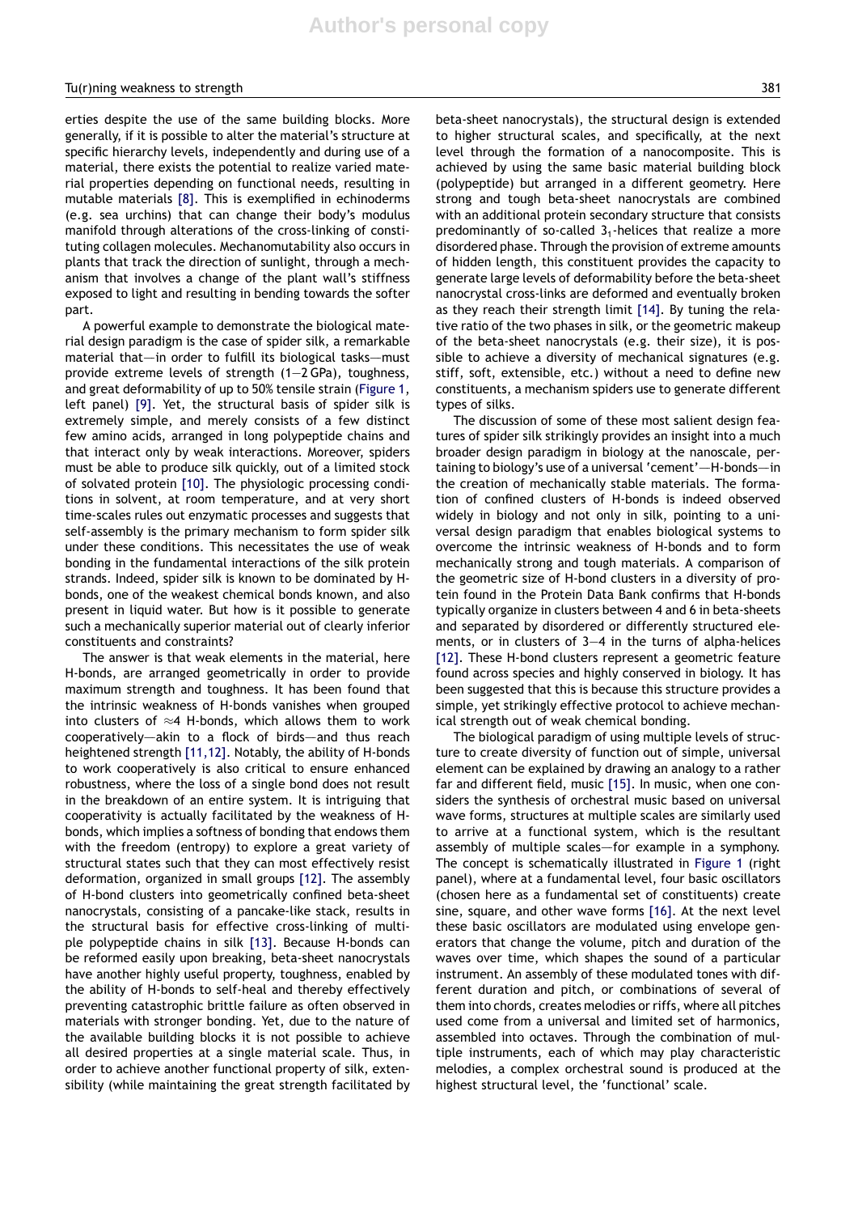erties despite the use of the same building blocks. More generally, if it is possible to alter the material's structure at specific hierarchy levels, independently and during use of a material, there exists the potential to realize varied material properties depending on functional needs, resulting in mutable materials [8]. This is exemplified in echinoderms (e.g. sea urchins) that can change their body's modulus manifold through alterations of the cross-linking of constituting collagen molecules. Mechanomutability also occurs in plants that track the direction of sunlight, through a mechanism that involves a change of the plant wall's stiffness exposed to light and resulting in bending towards the softer part.

A powerful example to demonstrate the biological material design paradigm is the case of spider silk, a remarkable material that—in order to fulfill its biological tasks—must provide extreme levels of strength (1—2 GPa), toughness, and great deformability of up to 50% tensile strain (Figure 1, left panel) [9]. Yet, the structural basis of spider silk is extremely simple, and merely consists of a few distinct few amino acids, arranged in long polypeptide chains and that interact only by weak interactions. Moreover, spiders must be able to produce silk quickly, out of a limited stock of solvated protein [10]. The physiologic processing conditions in solvent, at room temperature, and at very short time-scales rules out enzymatic processes and suggests that self-assembly is the primary mechanism to form spider silk under these conditions. This necessitates the use of weak bonding in the fundamental interactions of the silk protein strands. Indeed, spider silk is known to be dominated by H-bonds, one of the weakest chemical bonds known, and also present in liquid water. But how is it possible to generate such a mechanically superior material out of clearly inferior constituents and constraints?

The answer is that weak elements in the material, here H-bonds, are arranged geometrically in order to provide maximum strength and toughness. It has been found that the intrinsic weakness of H-bonds vanishes when grouped into clusters of $\approx$4 H-bonds, which allows them to work cooperatively—akin to a flock of birds—and thus reach heightened strength [11,12]. Notably, the ability of H-bonds to work cooperatively is also critical to ensure enhanced robustness, where the loss of a single bond does not result in the breakdown of an entire system. It is intriguing that cooperativity is actually facilitated by the weakness of H-bonds, which implies a softness of bonding that endows them with the freedom (entropy) to explore a great variety of structural states such that they can most effectively resist deformation, organized in small groups [12]. The assembly of H-bond clusters into geometrically confined beta-sheet nanocrystals, consisting of a pancake-like stack, results in the structural basis for effective cross-linking of multiple polypeptide chains in silk [13]. Because H-bonds can be reformed easily upon breaking, beta-sheet nanocrystals have another highly useful property, toughness, enabled by the ability of H-bonds to self-heal and thereby effectively preventing catastrophic brittle failure as often observed in materials with stronger bonding. Yet, due to the nature of the available building blocks it is not possible to achieve all desired properties at a single material scale. Thus, in order to achieve another functional property of silk, extensibility (while maintaining the great strength facilitated by beta-sheet nanocrystals), the structural design is extended to higher structural scales, and specifically, at the next level through the formation of a nanocomposite. This is achieved by using the same basic material building block (polypeptide) but arranged in a different geometry. Here strong and tough beta-sheet nanocrystals are combined with an additional protein secondary structure that consists predominantly of so-called $3_1$-helices that realize a more disordered phase. Through the provision of extreme amounts of hidden length, this constituent provides the capacity to generate large levels of deformability before the beta-sheet nanocrystal cross-links are deformed and eventually broken as they reach their strength limit [14]. By tuning the relative ratio of the two phases in silk, or the geometric makeup of the beta-sheet nanocrystals (e.g. their size), it is possible to achieve a diversity of mechanical signatures (e.g. stiff, soft, extensible, etc.) without a need to define new constituents, a mechanism spiders use to generate different types of silks.

The discussion of some of these most salient design features of spider silk strikingly provides an insight into a much broader design paradigm in biology at the nanoscale, pertaining to biology's use of a universal 'cement'—H-bonds—in the creation of mechanically stable materials. The formation of confined clusters of H-bonds is indeed observed widely in biology and not only in silk, pointing to a universal design paradigm that enables biological systems to overcome the intrinsic weakness of H-bonds and to form mechanically strong and tough materials. A comparison of the geometric size of H-bond clusters in a diversity of protein found in the Protein Data Bank confirms that H-bonds typically organize in clusters between 4 and 6 in beta-sheets and separated by disordered or differently structured elements, or in clusters of 3—4 in the turns of alpha-helices [12]. These H-bond clusters represent a geometric feature found across species and highly conserved in biology. It has been suggested that this is because this structure provides a simple, yet strikingly effective protocol to achieve mechanical strength out of weak chemical bonding.

The biological paradigm of using multiple levels of structure to create diversity of function out of simple, universal element can be explained by drawing an analogy to a rather far and different field, music [15]. In music, when one considers the synthesis of orchestral music based on universal wave forms, structures at multiple scales are similarly used to arrive at a functional system, which is the resultant assembly of multiple scales—for example in a symphony. The concept is schematically illustrated in Figure 1 (right panel), where at a fundamental level, four basic oscillators (chosen here as a fundamental set of constituents) create sine, square, and other wave forms [16]. At the next level these basic oscillators are modulated using envelope generators that change the volume, pitch and duration of the waves over time, which shapes the sound of a particular instrument. An assembly of these modulated tones with different duration and pitch, or combinations of several of them into chords, creates melodies or riffs, where all pitches used come from a universal and limited set of harmonics, assembled into octaves. Through the combination of multiple instruments, each of which may play characteristic melodies, a complex orchestral sound is produced at the highest structural level, the 'functional' scale.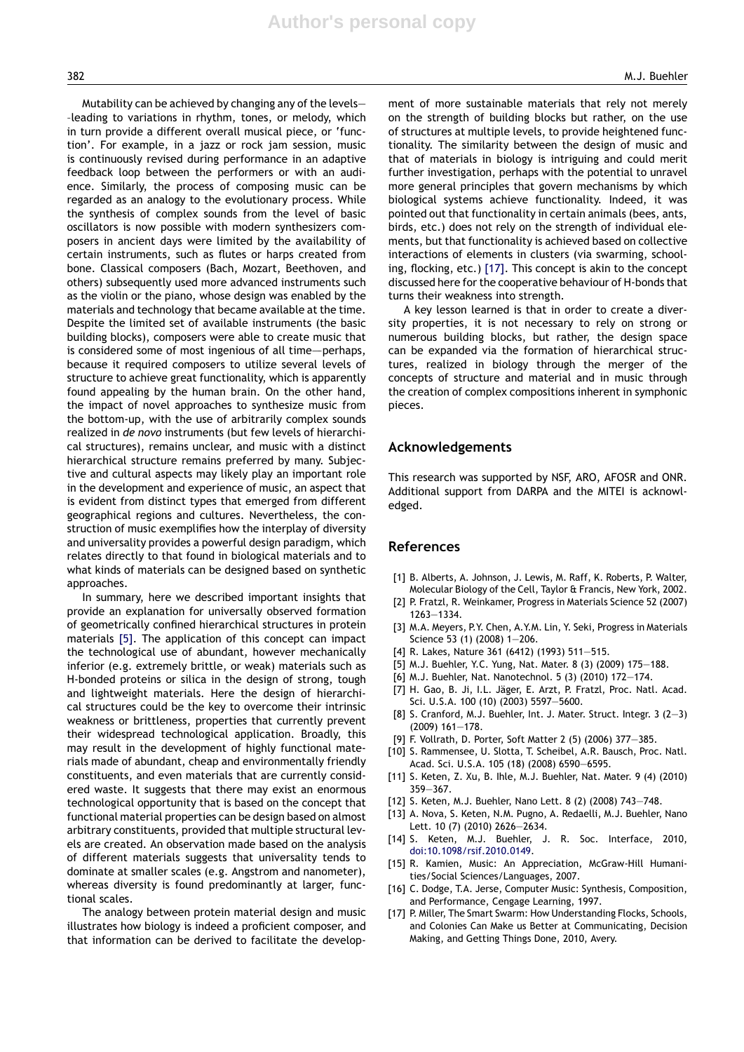Mutability can be achieved by changing any of the levels—leading to variations in rhythm, tones, or melody, which in turn provide a different overall musical piece, or 'function'. For example, in a jazz or rock jam session, music is continuously revised during performance in an adaptive feedback loop between the performers or with an audience. Similarly, the process of composing music can be regarded as an analogy to the evolutionary process. While the synthesis of complex sounds from the level of basic oscillators is now possible with modern synthesizers composers in ancient days were limited by the availability of certain instruments, such as flutes or harps created from bone. Classical composers (Bach, Mozart, Beethoven, and others) subsequently used more advanced instruments such as the violin or the piano, whose design was enabled by the materials and technology that became available at the time. Despite the limited set of available instruments (the basic building blocks), composers were able to create music that is considered some of most ingenious of all time—perhaps, because it required composers to utilize several levels of structure to achieve great functionality, which is apparently found appealing by the human brain. On the other hand, the impact of novel approaches to synthesize music from the bottom-up, with the use of arbitrarily complex sounds realized in *de novo* instruments (but few levels of hierarchical structures), remains unclear, and music with a distinct hierarchical structure remains preferred by many. Subjective and cultural aspects may likely play an important role in the development and experience of music, an aspect that is evident from distinct types that emerged from different geographical regions and cultures. Nevertheless, the construction of music exemplifies how the interplay of diversity and universality provides a powerful design paradigm, which relates directly to that found in biological materials and to what kinds of materials can be designed based on synthetic approaches.

In summary, here we described important insights that provide an explanation for universally observed formation of geometrically confined hierarchical structures in protein materials [5]. The application of this concept can impact the technological use of abundant, however mechanically inferior (e.g. extremely brittle, or weak) materials such as H-bonded proteins or silica in the design of strong, tough and lightweight materials. Here the design of hierarchical structures could be the key to overcome their intrinsic weakness or brittleness, properties that currently prevent their widespread technological application. Broadly, this may result in the development of highly functional materials made of abundant, cheap and environmentally friendly constituents, and even materials that are currently considered waste. It suggests that there may exist an enormous technological opportunity that is based on the concept that functional material properties can be design based on almost arbitrary constituents, provided that multiple structural levels are created. An observation made based on the analysis of different materials suggests that universality tends to dominate at smaller scales (e.g. Angstrom and nanometer), whereas diversity is found predominantly at larger, functional scales.

The analogy between protein material design and music illustrates how biology is indeed a proficient composer, and that information can be derived to facilitate the development of more sustainable materials that rely not merely on the strength of building blocks but rather, on the use of structures at multiple levels, to provide heightened functionality. The similarity between the design of music and that of materials in biology is intriguing and could merit further investigation, perhaps with the potential to unravel more general principles that govern mechanisms by which biological systems achieve functionality. Indeed, it was pointed out that functionality in certain animals (bees, ants, birds, etc.) does not rely on the strength of individual elements, but that functionality is achieved based on collective interactions of elements in clusters (via swarming, schooling, flocking, etc.) [17]. This concept is akin to the concept discussed here for the cooperative behaviour of H-bonds that turns their weakness into strength.

A key lesson learned is that in order to create a diversity properties, it is not necessary to rely on strong or numerous building blocks, but rather, the design space can be expanded via the formation of hierarchical structures, realized in biology through the merger of the concepts of structure and material and in music through the creation of complex compositions inherent in symphonic pieces.

## Acknowledgements

This research was supported by NSF, ARO, AFOSR and ONR. Additional support from DARPA and the MITEI is acknowledged.

## References

[1] B. Alberts, A. Johnson, J. Lewis, M. Raff, K. Roberts, P. Walter, Molecular Biology of the Cell, Taylor & Francis, New York, 2002.
[2] P. Fratzl, R. Weinkamer, Progress in Materials Science 52 (2007) 1263—1334.
[3] M.A. Meyers, P.Y. Chen, A.Y.M. Lin, Y. Seki, Progress in Materials Science 53 (1) (2008) 1—206.
[4] R. Lakes, Nature 361 (6412) (1993) 511—515.
[5] M.J. Buehler, Y.C. Yung, Nat. Mater. 8 (3) (2009) 175—188.
[6] M.J. Buehler, Nat. Nanotechnol. 5 (3) (2010) 172—174.
[7] H. Gao, B. Ji, I.L. Jäger, E. Arzt, P. Fratzl, Proc. Natl. Acad. Sci. U.S.A. 100 (10) (2003) 5597—5600.
[8] S. Cranford, M.J. Buehler, Int. J. Mater. Struct. Integr. 3 (2—3) (2009) 161—178.
[9] F. Vollrath, D. Porter, Soft Matter 2 (5) (2006) 377—385.
[10] S. Rammensee, U. Slotta, T. Scheibel, A.R. Bausch, Proc. Natl. Acad. Sci. U.S.A. 105 (18) (2008) 6590—6595.
[11] S. Keten, Z. Xu, B. Ihle, M.J. Buehler, Nat. Mater. 9 (4) (2010) 359—367.
[12] S. Keten, M.J. Buehler, Nano Lett. 8 (2) (2008) 743—748.
[13] A. Nova, S. Keten, N.M. Pugno, A. Redaelli, M.J. Buehler, Nano Lett. 10 (7) (2010) 2626—2634.
[14] S. Keten, M.J. Buehler, J. R. Soc. Interface, 2010, doi:10.1098/rsif.2010.0149.
[15] R. Kamien, Music: An Appreciation, McGraw-Hill Humanities/Social Sciences/Languages, 2007.
[16] C. Dodge, T.A. Jerse, Computer Music: Synthesis, Composition, and Performance, Cengage Learning, 1997.
[17] P. Miller, The Smart Swarm: How Understanding Flocks, Schools, and Colonies Can Make us Better at Communicating, Decision Making, and Getting Things Done, 2010, Avery.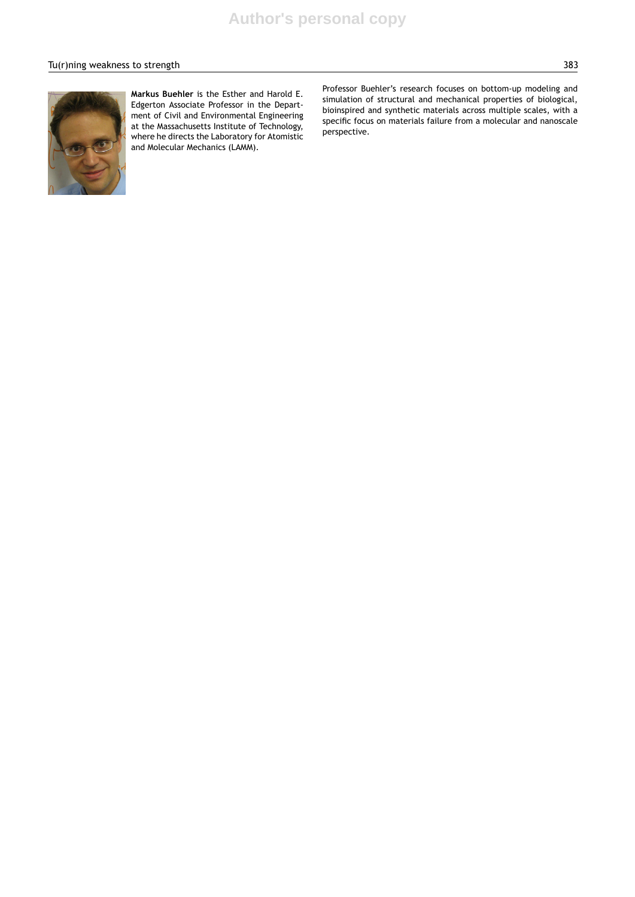**Markus Buehler** is the Esther and Harold E. Edgerton Associate Professor in the Department of Civil and Environmental Engineering at the Massachusetts Institute of Technology, where he directs the Laboratory for Atomistic and Molecular Mechanics (LAMM).

Professor Buehler's research focuses on bottom-up modeling and simulation of structural and mechanical properties of biological, bioinspired and synthetic materials across multiple scales, with a specific focus on materials failure from a molecular and nanoscale perspective.